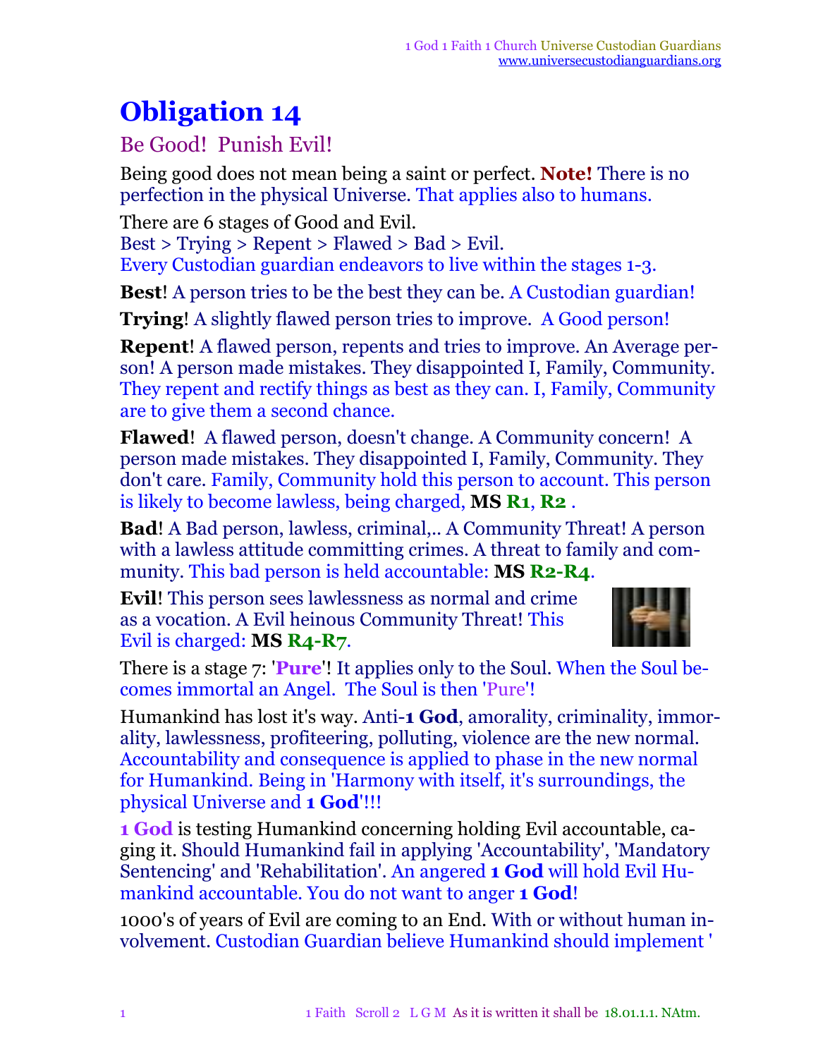# Obligation 14

## Be Good! Punish Evil!

Being good does not mean being a saint or perfect. **Note!** There is no perfection in the physical Universe. That applies also to humans.

There are 6 stages of Good and Evil.
Best > Trying > Repent > Flawed > Bad > Evil.
Every Custodian guardian endeavors to live within the stages 1-3.

**Best**! A person tries to be the best they can be. A Custodian guardian!

**Trying**! A slightly flawed person tries to improve. A Good person!

**Repent**! A flawed person, repents and tries to improve. An Average person! A person made mistakes. They disappointed I, Family, Community. They repent and rectify things as best as they can. I, Family, Community are to give them a second chance.

**Flawed**! A flawed person, doesn't change. A Community concern! A person made mistakes. They disappointed I, Family, Community. They don't care. Family, Community hold this person to account. This person is likely to become lawless, being charged, **MS R1**, **R2** .

**Bad**! A Bad person, lawless, criminal,.. A Community Threat! A person with a lawless attitude committing crimes. A threat to family and community. This bad person is held accountable: **MS R2-R4**.

**Evil**! This person sees lawlessness as normal and crime as a vocation. A Evil heinous Community Threat! This Evil is charged: **MS R4-R7**.

There is a stage 7: '**Pure**'! It applies only to the Soul. When the Soul becomes immortal an Angel. The Soul is then 'Pure'!

Humankind has lost it's way. Anti-**1 God**, amorality, criminality, immorality, lawlessness, profiteering, polluting, violence are the new normal. Accountability and consequence is applied to phase in the new normal for Humankind. Being in 'Harmony with itself, it's surroundings, the physical Universe and **1 God**'!!!

**1 God** is testing Humankind concerning holding Evil accountable, caging it. Should Humankind fail in applying 'Accountability', 'Mandatory Sentencing' and 'Rehabilitation'. An angered **1 God** will hold Evil Humankind accountable. You do not want to anger **1 God**!

1000's of years of Evil are coming to an End. With or without human involvement. Custodian Guardian believe Humankind should implement '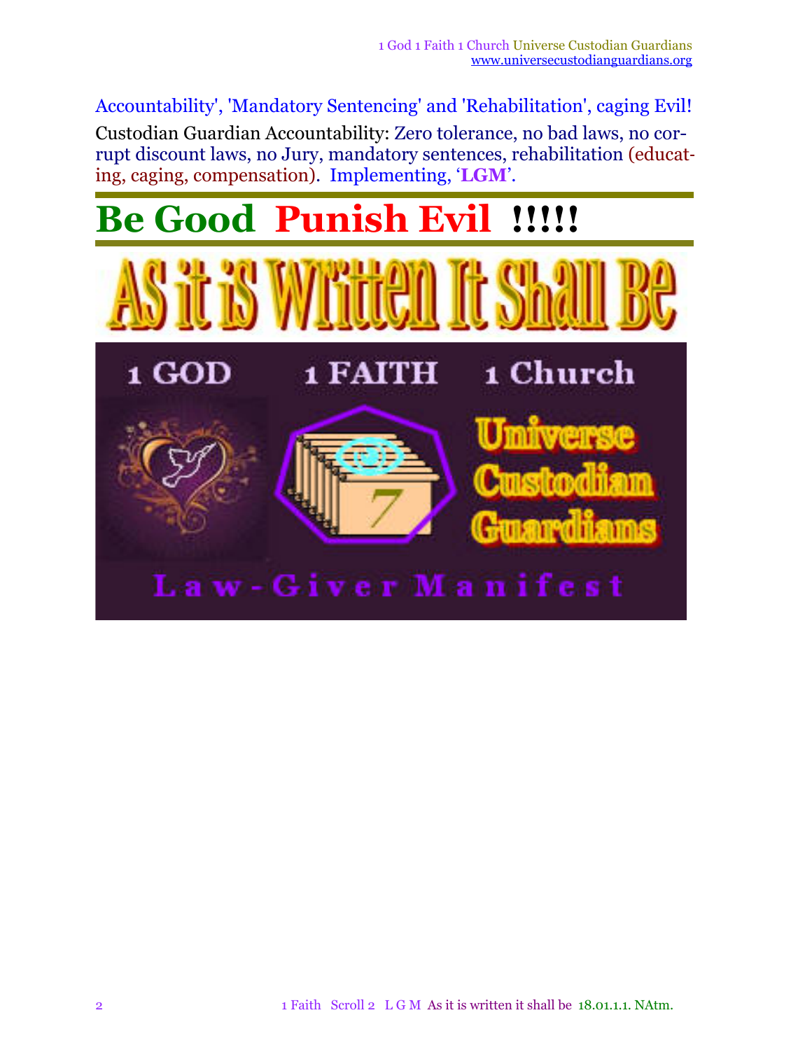Accountability', 'Mandatory Sentencing' and 'Rehabilitation', caging Evil!

Custodian Guardian Accountability: Zero tolerance, no bad laws, no corrupt discount laws, no Jury, mandatory sentences, rehabilitation (educating, caging, compensation). Implementing, '**LGM**'.

# Be Good Punish Evil !!!!!

AS it iS Written It Shall Be

1 GOD 1 FAITH 1 Church

Universe Custodian Guardians

Law-Giver Manifest